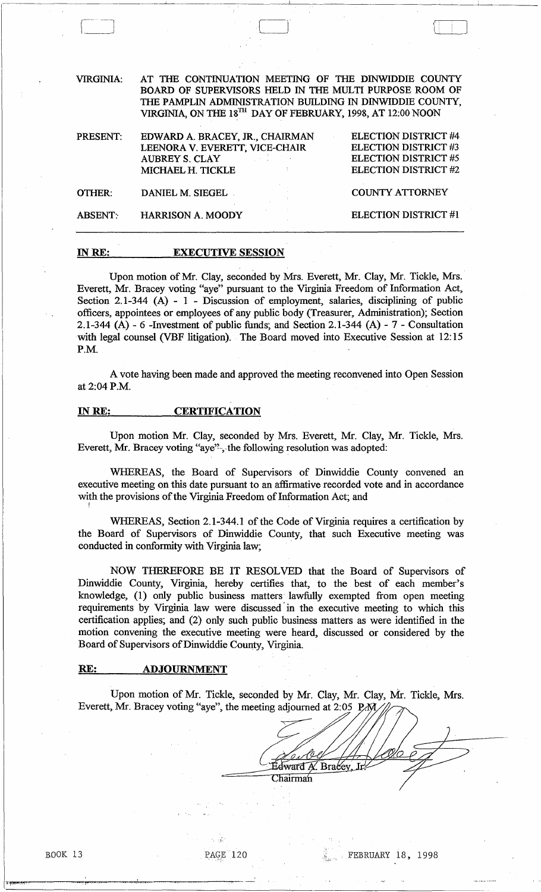VIRGINIA: AT THE CONTINUATION MEETING OF THE DINWIDDIE COUNTY BOARD OF SUPERVISORS HELD IN THE MULTI PURPOSE ROOM OF THE PAMPLIN ADMINISTRATION BUILDING IN DINWIDDIE COUNTY, VIRGINIA, ON THE 18TH DAY OF FEBRUARY, 1998, AT 12:00 NOON

| | | |
|---|---|---|
| PRESENT: | EDWARD A. BRACEY, JR., CHAIRMAN | ELECTION DISTRICT #4 |
| | LEENORA V. EVERETT, VICE-CHAIR | ELECTION DISTRICT #3 |
| | AUBREY S. CLAY | ELECTION DISTRICT #5 |
| | MICHAEL H. TICKLE | ELECTION DISTRICT #2 |
| OTHER: | DANIEL M. SIEGEL | COUNTY ATTORNEY |
| ABSENT: | HARRISON A. MOODY | ELECTION DISTRICT #1 |

**IN RE: EXECUTIVE SESSION**

Upon motion of Mr. Clay, seconded by Mrs. Everett, Mr. Clay, Mr. Tickle, Mrs. Everett, Mr. Bracey voting "aye" pursuant to the Virginia Freedom of Information Act, Section 2.1-344 (A) - 1 - Discussion of employment, salaries, disciplining of public officers, appointees or employees of any public body (Treasurer, Administration); Section 2.1-344 (A) - 6 -Investment of public funds; and Section 2.1-344 (A) - 7 - Consultation with legal counsel (VBF litigation). The Board moved into Executive Session at 12:15 P.M.

A vote having been made and approved the meeting reconvened into Open Session at 2:04 P.M.

**IN RE: CERTIFICATION**

Upon motion Mr. Clay, seconded by Mrs. Everett, Mr. Clay, Mr. Tickle, Mrs. Everett, Mr. Bracey voting "aye", the following resolution was adopted:

WHEREAS, the Board of Supervisors of Dinwiddie County convened an executive meeting on this date pursuant to an affirmative recorded vote and in accordance with the provisions of the Virginia Freedom of Information Act; and

WHEREAS, Section 2.1-344.1 of the Code of Virginia requires a certification by the Board of Supervisors of Dinwiddie County, that such Executive meeting was conducted in conformity with Virginia law;

NOW THEREFORE BE IT RESOLVED that the Board of Supervisors of Dinwiddie County, Virginia, hereby certifies that, to the best of each member's knowledge, (1) only public business matters lawfully exempted from open meeting requirements by Virginia law were discussed in the executive meeting to which this certification applies; and (2) only such public business matters as were identified in the motion convening the executive meeting were heard, discussed or considered by the Board of Supervisors of Dinwiddie County, Virginia.

**RE: ADJOURNMENT**

Upon motion of Mr. Tickle, seconded by Mr. Clay, Mr. Clay, Mr. Tickle, Mrs. Everett, Mr. Bracey voting "aye", the meeting adjourned at 2:05 P.M.

Edward A. Bracey, Jr.
Chairman

BOOK 13 PAGE 120 FEBRUARY 18, 1998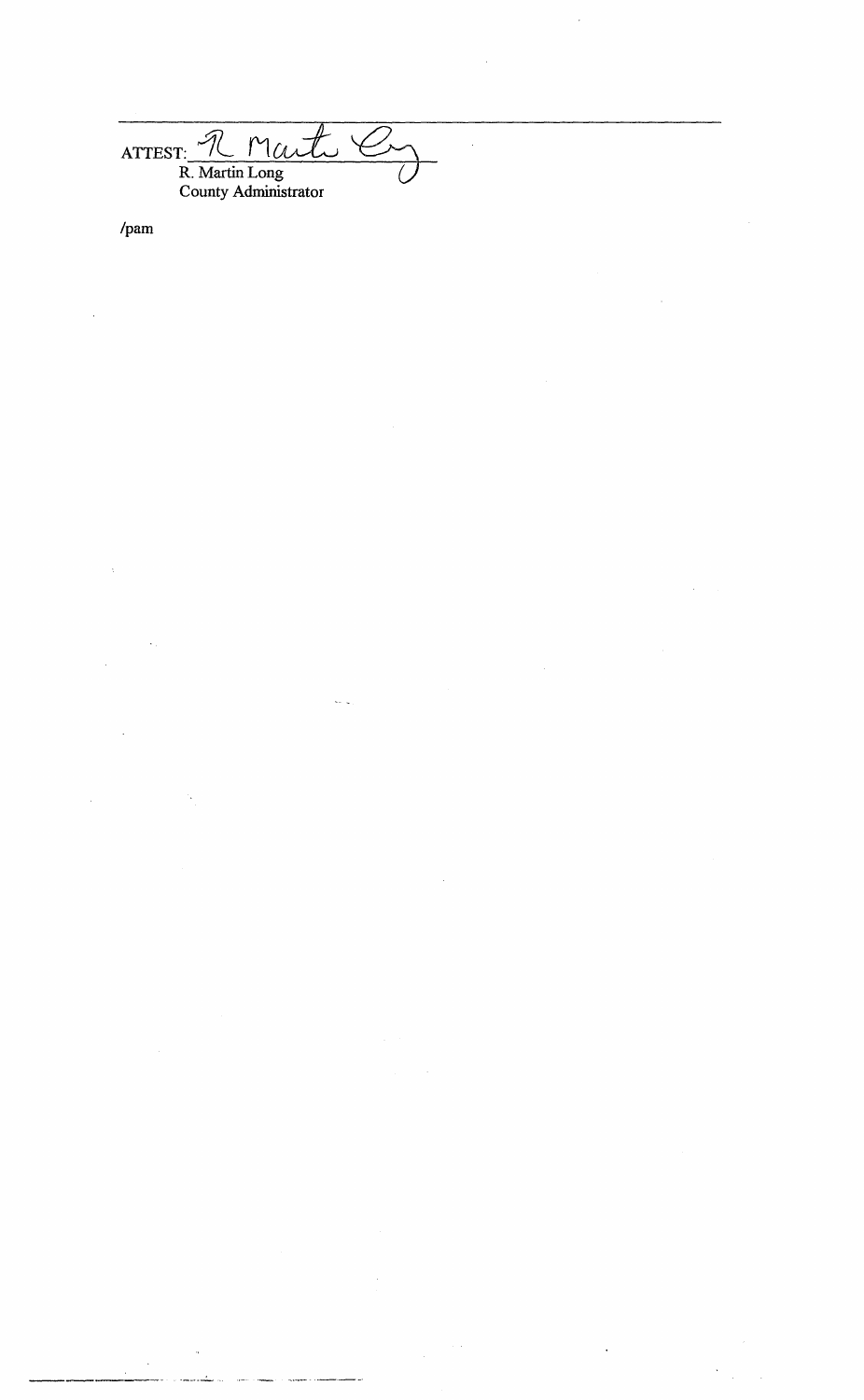ATTEST: R. Martin Long

R. Martin Long
County Administrator

/pam